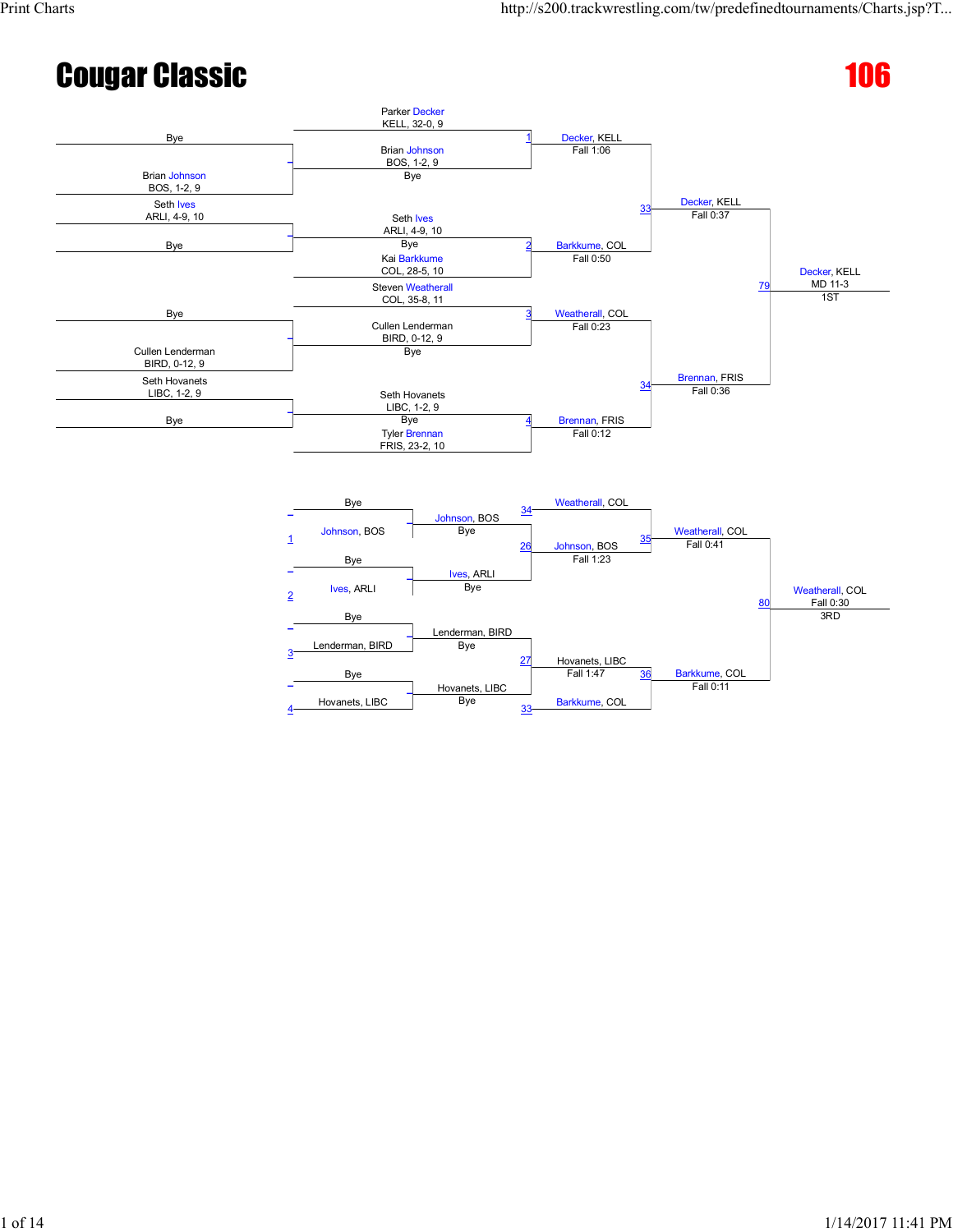# Cougar Classic

## 106

### Championship Bracket

**First Round**

- Bye vs Brian Johnson (BOS, 1-2, 9)
- Seth Ives (ARLI, 4-9, 10) vs Bye
- Bye vs Cullen Lenderman (BIRD, 0-12, 9)
- Seth Hovanets (LIBC, 1-2, 9) vs Bye

**Quarterfinals**

- Match 1: Parker Decker (KELL, 32-0, 9) vs Brian Johnson (BOS, 1-2, 9) — Decker, KELL, Fall 1:06
- Match 2: Seth Ives (ARLI, 4-9, 10) vs Kai Barkkume (COL, 28-5, 10) — Barkkume, COL, Fall 0:50
- Match 3: Steven Weatherall (COL, 35-8, 11) vs Cullen Lenderman (BIRD, 0-12, 9) — Weatherall, COL, Fall 0:23
- Match 4: Seth Hovanets (LIBC, 1-2, 9) vs Tyler Brennan (FRIS, 23-2, 10) — Brennan, FRIS, Fall 0:12

**Semifinals**

- Match 33: Decker, KELL vs Barkkume, COL — Decker, KELL, Fall 0:37
- Match 34: Weatherall, COL vs Brennan, FRIS — Brennan, FRIS, Fall 0:36

**Final**

- Match 79: Decker, KELL vs Brennan, FRIS — Decker, KELL, MD 11-3 — 1ST

### Consolation Bracket

**First Round**

- Bye vs Johnson, BOS (loser of 1)
- Bye vs Ives, ARLI (loser of 2)
- Bye vs Lenderman, BIRD (loser of 3)
- Bye vs Hovanets, LIBC (loser of 4)

**Second Round**

- Johnson, BOS — Bye
- Ives, ARLI — Bye
- Lenderman, BIRD — Bye
- Hovanets, LIBC — Bye

**Third Round**

- Match 26: Johnson, BOS vs Ives, ARLI — Johnson, BOS, Fall 1:23
- Match 27: Lenderman, BIRD vs Hovanets, LIBC — Hovanets, LIBC, Fall 1:47

**Consolation Semifinals**

- Match 35: Weatherall, COL (loser of 34) vs Johnson, BOS — Weatherall, COL, Fall 0:41
- Match 36: Hovanets, LIBC vs Barkkume, COL (loser of 33) — Barkkume, COL, Fall 0:11

**3rd Place**

- Match 80: Weatherall, COL vs Barkkume, COL — Weatherall, COL, Fall 0:30 — 3RD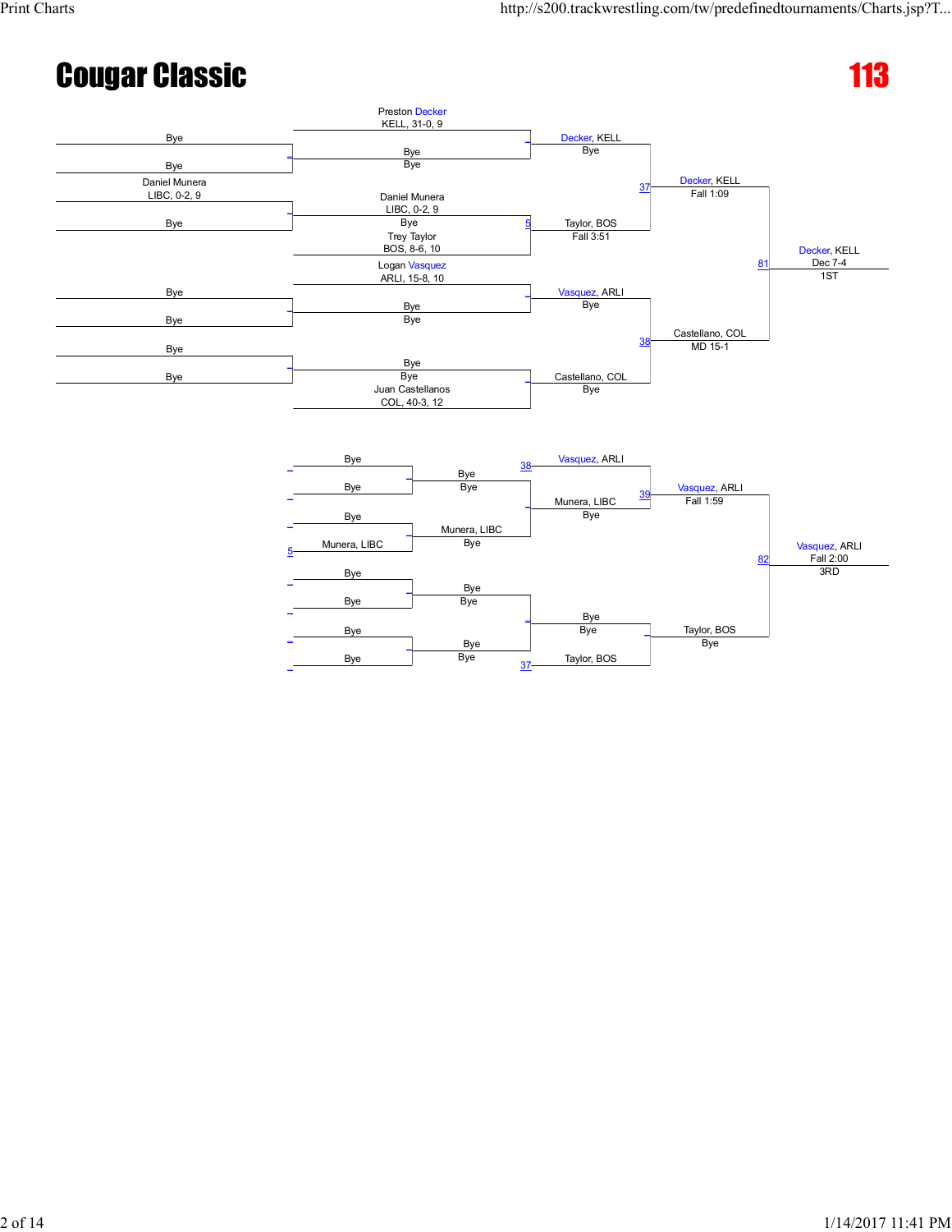# Cougar Classic

## 113

### Championship Bracket

**Preliminary Round**

- Bye vs Bye
- Daniel Munera, LIBC, 0-2, 9 vs Bye
- Bye vs Bye
- Bye vs Bye

**First Round**

- Preston Decker, KELL, 31-0, 9 vs Bye Bye
- Daniel Munera, LIBC, 0-2, 9 vs Trey Taylor, BOS, 8-6, 10 — Bye
- Logan Vasquez, ARLI, 15-8, 10 vs Bye Bye
- Bye vs Juan Castellanos, COL, 40-3, 12 — Bye

**Quarterfinals**

- Decker, KELL — Bye
- Match 5: Taylor, BOS — Fall 3:51
- Vasquez, ARLI — Bye
- Castellano, COL — Bye

**Semifinals**

- Match 37: Decker, KELL — Fall 1:09
- Match 38: Castellano, COL — MD 15-1

**Final**

- Match 81: Decker, KELL — Dec 7-4 — 1ST

### Consolation Bracket

- Bye vs Bye — Bye Bye
- Bye vs Munera, LIBC (Match 5) — Munera, LIBC — Bye
- Bye vs Bye — Bye Bye
- Bye vs Bye — Bye Bye
- Munera, LIBC — Bye
- Bye — Bye
- Match 38: Vasquez, ARLI
- Match 37: Taylor, BOS
- Match 39: Vasquez, ARLI — Fall 1:59
- Taylor, BOS — Bye
- Match 82: Vasquez, ARLI — Fall 2:00 — 3RD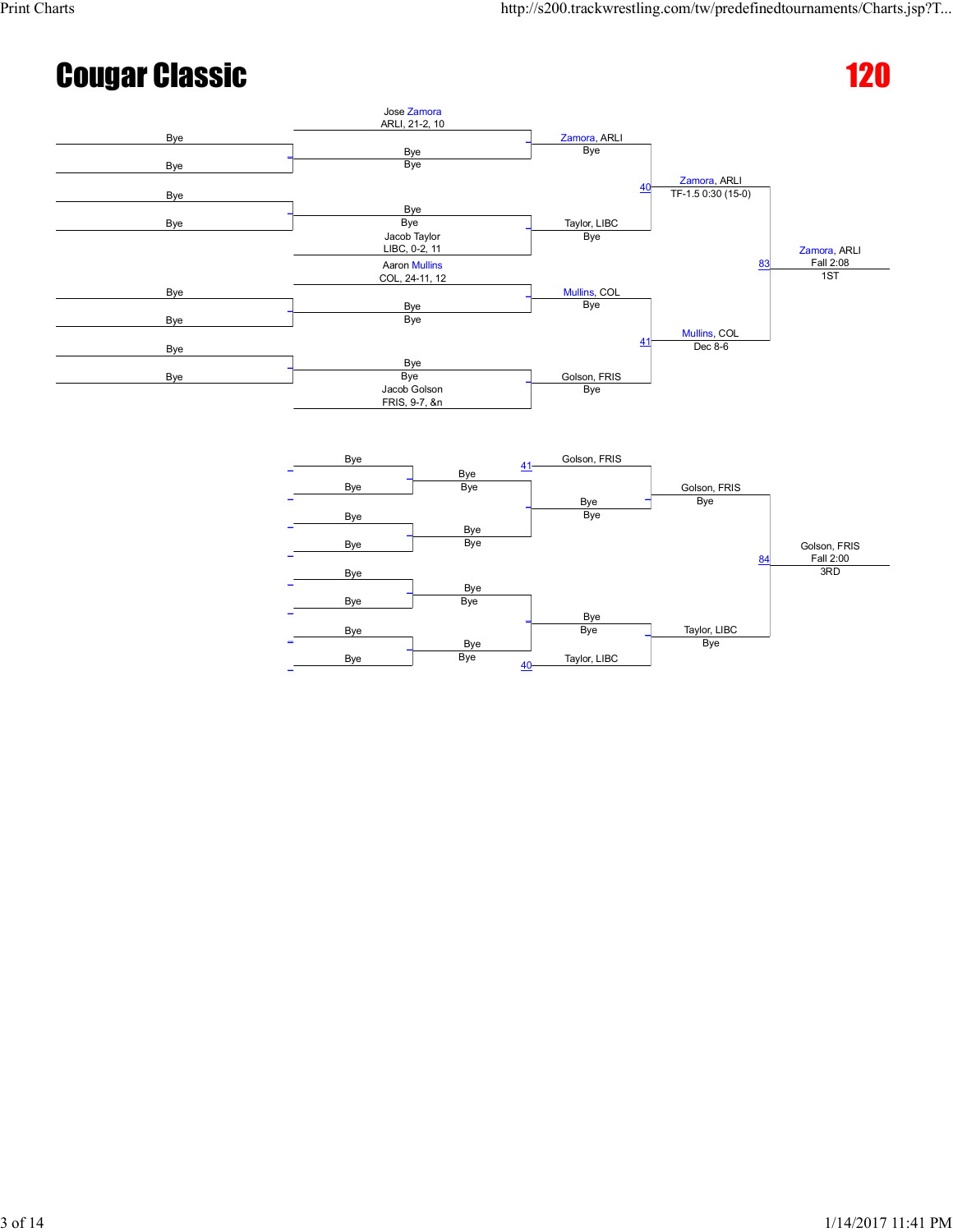# Cougar Classic

## 120

### Championship Bracket

**First Round**

- Bye vs Bye
- Bye vs Bye
- Bye vs Bye
- Bye vs Bye

**Second Round**

- Jose Zamora, ARLI, 21-2, 10 vs Bye — Bye
- Bye — Bye vs Jacob Taylor, LIBC, 0-2, 11
- Aaron Mullins, COL, 24-11, 12 vs Bye — Bye
- Bye — Bye vs Jacob Golson, FRIS, 9-7, &n

**Quarterfinals**

- Zamora, ARLI — Bye
- Taylor, LIBC — Bye
- Mullins, COL — Bye
- Golson, FRIS — Bye

**Semifinals**

- 40: Zamora, ARLI — TF-1.5 0:30 (15-0)
- 41: Mullins, COL — Dec 8-6

**Finals**

- 83: Zamora, ARLI — Fall 2:08 — 1ST

### Consolation Bracket

**First Round**

- Bye vs Bye
- Bye vs Bye
- Bye vs Bye
- Bye vs Bye

**Second Round**

- Bye — Bye
- Bye — Bye
- Bye — Bye
- Bye — Bye

**Third Round**

- 41: Golson, FRIS
- Bye — Bye
- Bye — Bye
- 40: Taylor, LIBC

**Consolation Semifinals**

- Golson, FRIS — Bye
- Taylor, LIBC — Bye

**3rd Place**

- 84: Golson, FRIS — Fall 2:00 — 3RD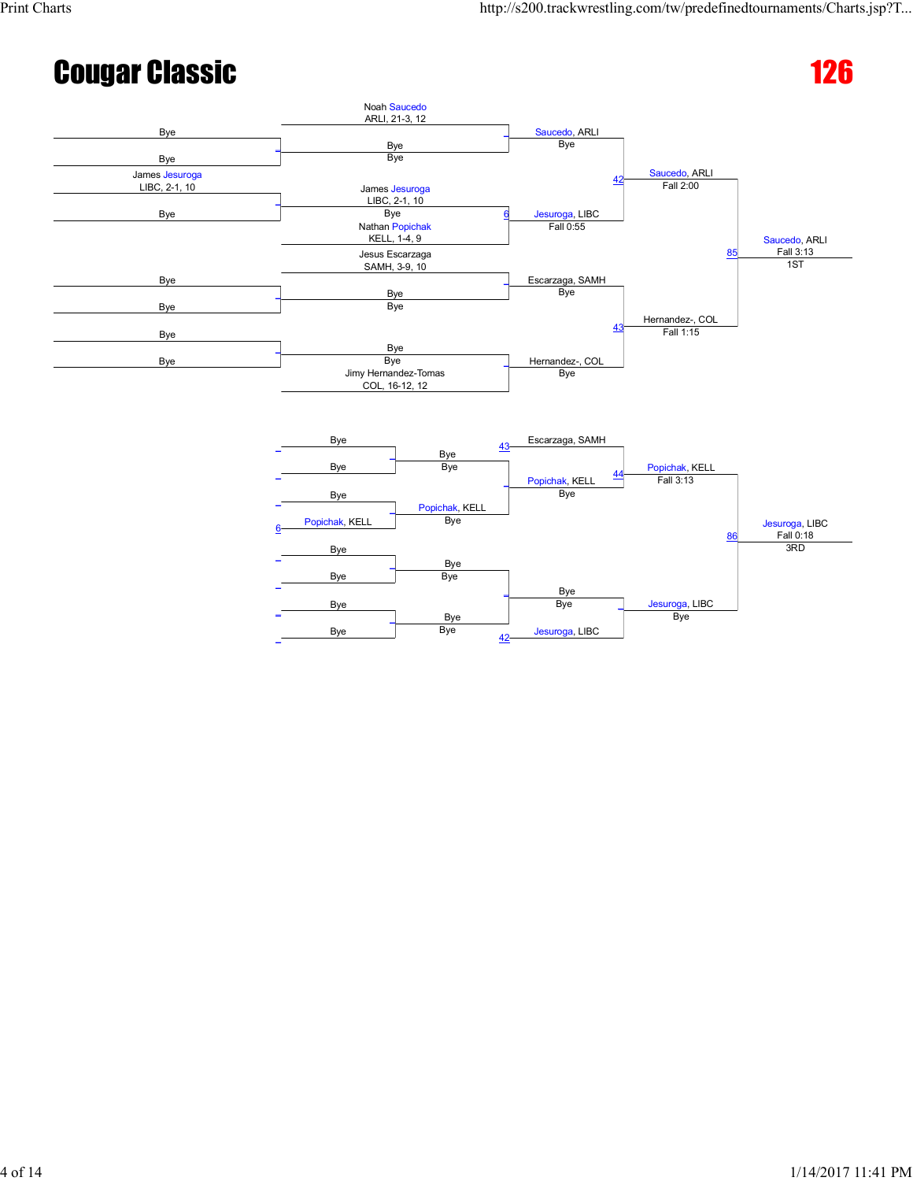# Cougar Classic

## 126

### Championship Bracket

**Round 1**
- Bye vs Bye
- James Jesuroga (LIBC, 2-1, 10) vs Bye
- Bye vs Bye
- Bye vs Bye

**Round 2**
- Noah Saucedo (ARLI, 21-3, 12) vs Bye — Saucedo, ARLI (Bye)
- James Jesuroga (LIBC, 2-1, 10) vs Nathan Popichak (KELL, 1-4, 9) — Bout 6: Jesuroga, LIBC (Fall 0:55)
- Jesus Escarzaga (SAMH, 3-9, 10) vs Bye — Escarzaga, SAMH (Bye)
- Bye vs Jimy Hernandez-Tomas (COL, 16-12, 12) — Hernandez-, COL (Bye)

**Semifinals**
- Bout 42: Saucedo, ARLI vs Jesuroga, LIBC — Saucedo, ARLI (Fall 2:00)
- Bout 43: Escarzaga, SAMH vs Hernandez-, COL — Hernandez-, COL (Fall 1:15)

**Final**
- Bout 85: Saucedo, ARLI vs Hernandez-, COL — Saucedo, ARLI (Fall 3:13) — 1ST

### Consolation Bracket

**Round 1**
- Bye vs Bye — Bye
- Bye vs Popichak, KELL (6) — Popichak, KELL (Bye)
- Bye vs Bye — Bye
- Bye vs Bye — Bye

**Round 2**
- Escarzaga, SAMH (43) vs Popichak, KELL — Bye
- Bye vs Jesuroga, LIBC (42) — Jesuroga, LIBC (Bye)

**Round 3**
- Bout 44: Escarzaga, SAMH vs Popichak, KELL — Popichak, KELL (Fall 3:13)

**3rd Place**
- Bout 86: Popichak, KELL vs Jesuroga, LIBC — Jesuroga, LIBC (Fall 0:18) — 3RD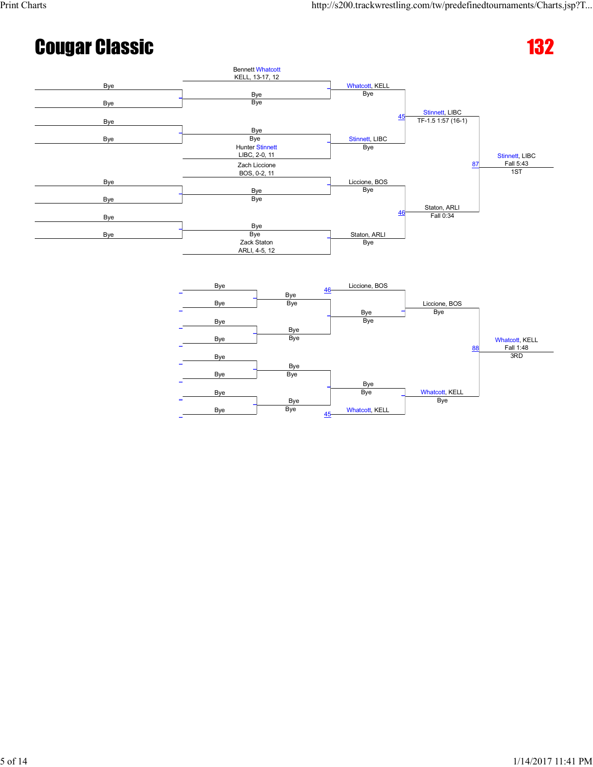# Cougar Classic

## 132

### Championship Bracket

**First Round**

- Bennett Whatcott, KELL, 13-17, 12 vs. Bye → Whatcott, KELL
- Bye vs. Hunter Stinnett, LIBC, 2-0, 11 → Stinnett, LIBC
- Zach Liccione, BOS, 0-2, 11 vs. Bye → Liccione, BOS
- Bye vs. Zack Staton, ARLI, 4-5, 12 → Staton, ARLI

**Semifinals**

- Match 45: Whatcott, KELL vs. Stinnett, LIBC → Stinnett, LIBC, TF-1.5 1:57 (16-1)
- Match 46: Liccione, BOS vs. Staton, ARLI → Staton, ARLI, Fall 0:34

**Final**

- Match 87: Stinnett, LIBC vs. Staton, ARLI → Stinnett, LIBC, Fall 5:43 — 1ST

### Consolation Bracket

- Liccione, BOS (loser of 46) vs. Bye → Liccione, BOS
- Bye vs. Whatcott, KELL (loser of 45) → Whatcott, KELL

**3rd Place**

- Match 88: Liccione, BOS vs. Whatcott, KELL → Whatcott, KELL, Fall 1:48 — 3RD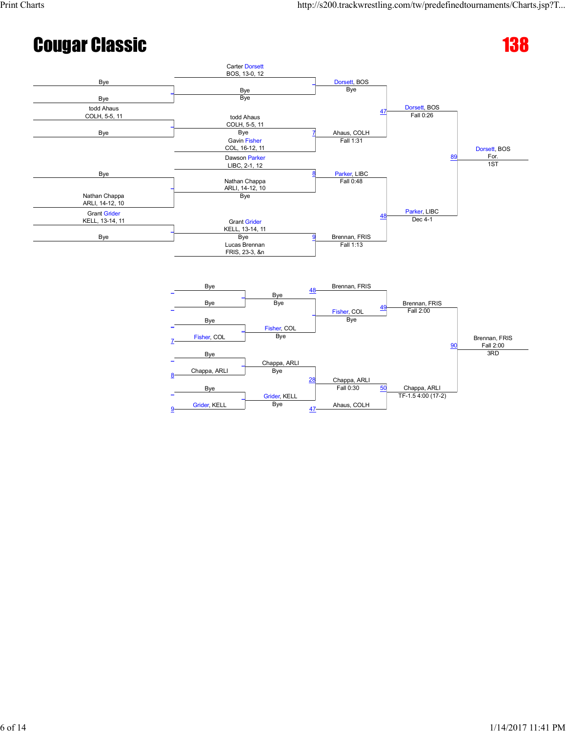# Cougar Classic

## 138

### Championship Bracket

**First Round**

- Bye vs Bye
- todd Ahaus (COLH, 5-5, 11) vs Bye
- Bye vs Nathan Chappa (ARLI, 14-12, 10)
- Grant Grider (KELL, 13-14, 11) vs Bye

**Second Round**

- Carter Dorsett (BOS, 13-0, 12) vs Bye → Dorsett, BOS — Bye
- Match 7: todd Ahaus (COLH, 5-5, 11) vs Gavin Fisher (COL, 16-12, 11) → Ahaus, COLH — Fall 1:31
- Match 8: Dawson Parker (LIBC, 2-1, 12) vs Nathan Chappa (ARLI, 14-12, 10) → Parker, LIBC — Fall 0:48
- Match 9: Grant Grider (KELL, 13-14, 11) vs Lucas Brennan (FRIS, 23-3, &n) → Brennan, FRIS — Fall 1:13

**Semifinals**

- Match 47: Dorsett, BOS vs Ahaus, COLH → Dorsett, BOS — Fall 0:26
- Match 48: Parker, LIBC vs Brennan, FRIS → Parker, LIBC — Dec 4-1

**Final**

- Match 89: Dorsett, BOS vs Parker, LIBC → Dorsett, BOS — For. — 1ST

### Consolation Bracket

- Bye vs Bye → Bye
- Bye vs Fisher, COL (loser of 7) → Fisher, COL — Bye
- Bye vs Chappa, ARLI (loser of 8) → Chappa, ARLI — Bye
- Bye vs Grider, KELL (loser of 9) → Grider, KELL — Bye
- Brennan, FRIS (loser of 48) vs Bye → Brennan, FRIS
- Bye vs Fisher, COL → Fisher, COL — Bye
- Match 28: Chappa, ARLI vs Grider, KELL → Chappa, ARLI — Fall 0:30
- Match 49: Brennan, FRIS vs Fisher, COL → Brennan, FRIS — Fall 2:00
- Match 50: Chappa, ARLI vs Ahaus, COLH (loser of 47) → Chappa, ARLI — TF-1.5 4:00 (17-2)
- Match 90: Brennan, FRIS vs Chappa, ARLI → Brennan, FRIS — Fall 2:00 — 3RD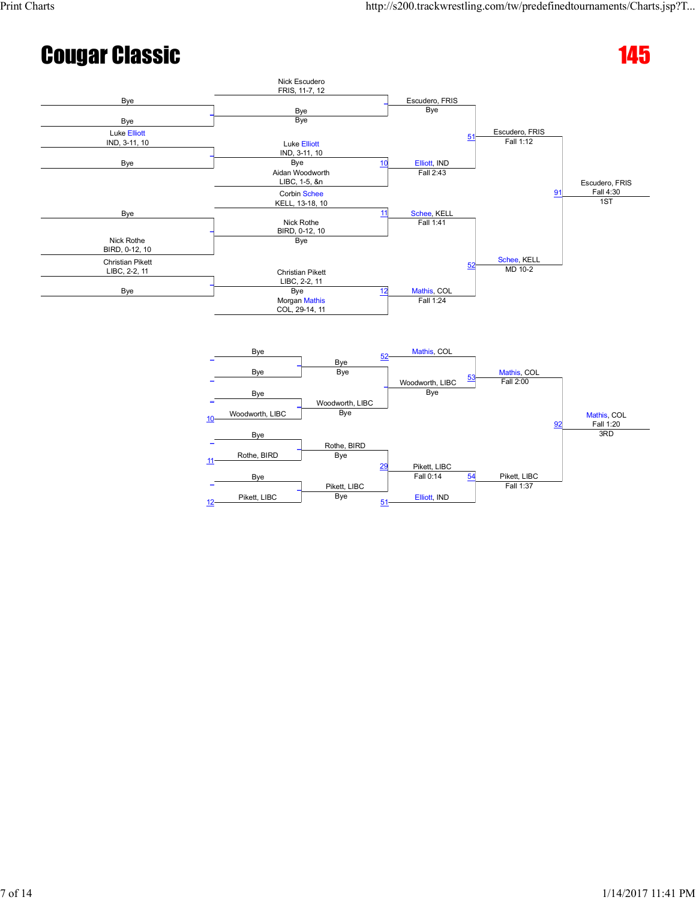# Cougar Classic

## 145

### Championship Bracket

**Round 1**

- Bye vs Bye
- Luke Elliott, IND, 3-11, 10 vs Bye
- Bye vs Nick Rothe, BIRD, 0-12, 10
- Christian Pikett, LIBC, 2-2, 11 vs Bye

**Round 2**

- Nick Escudero, FRIS, 11-7, 12 vs Bye — Escudero, FRIS (Bye)
- Luke Elliott, IND, 3-11, 10 vs Aidan Woodworth, LIBC, 1-5, &n — Match 10: Elliott, IND (Fall 2:43)
- Corbin Schee, KELL, 13-18, 10 vs Nick Rothe, BIRD, 0-12, 10 — Match 11: Schee, KELL (Fall 1:41)
- Christian Pikett, LIBC, 2-2, 11 vs Morgan Mathis, COL, 29-14, 11 — Match 12: Mathis, COL (Fall 1:24)

**Semifinals**

- Match 51: Escudero, FRIS (Fall 1:12)
- Match 52: Schee, KELL (MD 10-2)

**Final**

- Match 91: Escudero, FRIS (Fall 4:30) — 1ST

### Consolation Bracket

**Round 1**

- Bye vs Bye — Bye
- Bye vs Woodworth, LIBC (L10) — Woodworth, LIBC (Bye)
- Bye vs Rothe, BIRD (L11) — Rothe, BIRD (Bye)
- Bye vs Pikett, LIBC (L12) — Pikett, LIBC (Bye)

**Round 2**

- Mathis, COL (L52) vs Bye — Mathis, COL
- Bye vs Woodworth, LIBC — Woodworth, LIBC (Bye)
- Rothe, BIRD vs Pikett, LIBC — Match 29: Pikett, LIBC (Fall 0:14)

**Round 3**

- Match 53: Mathis, COL vs Woodworth, LIBC — Mathis, COL (Fall 2:00)
- Match 54: Pikett, LIBC vs Elliott, IND (L51) — Pikett, LIBC (Fall 1:37)

**3rd Place**

- Match 92: Mathis, COL (Fall 1:20) — 3RD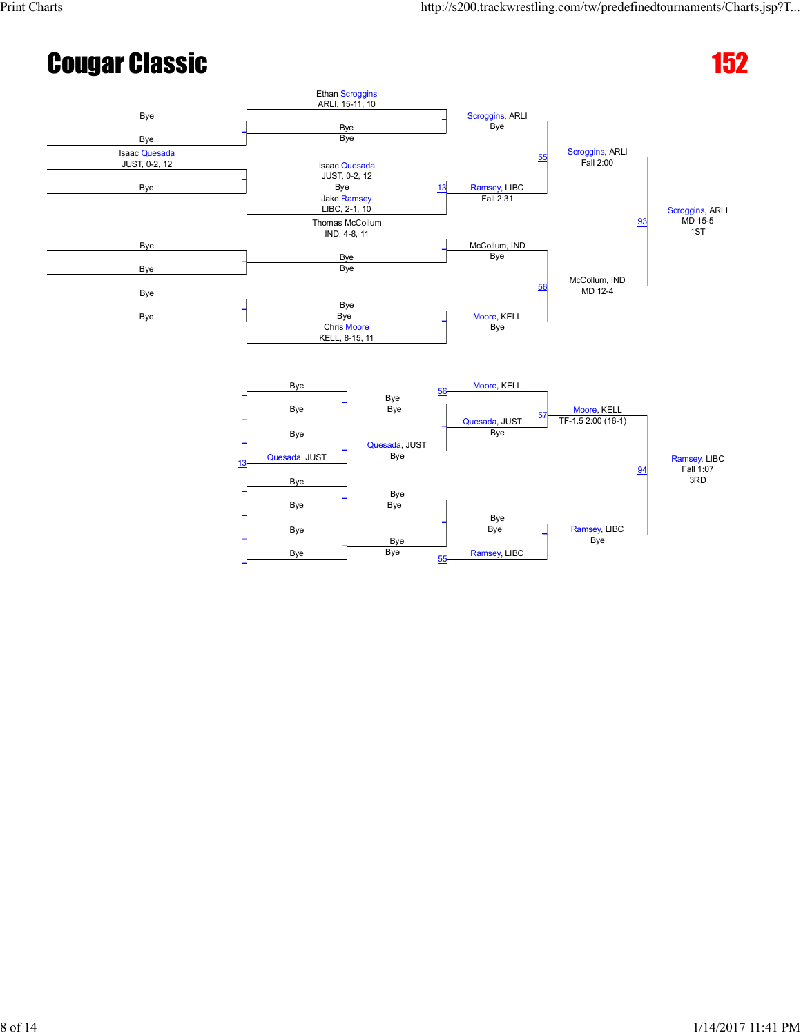# Cougar Classic

## 152

### Championship Bracket

**First Round**

- Bye vs Bye
- Isaac Quesada, JUST, 0-2, 12 vs Bye
- Bye vs Bye
- Bye vs Bye

**Second Round**

- Ethan Scroggins, ARLI, 15-11, 10 vs Bye (Bye) — Scroggins, ARLI (Bye)
- Isaac Quesada, JUST, 0-2, 12 (Bye) vs Jake Ramsey, LIBC, 2-1, 10 — Match 13: Ramsey, LIBC (Fall 2:31)
- Thomas McCollum, IND, 4-8, 11 vs Bye (Bye) — McCollum, IND (Bye)
- Bye (Bye) vs Chris Moore, KELL, 8-15, 11 — Moore, KELL (Bye)

**Semifinals**

- Match 55: Scroggins, ARLI vs Ramsey, LIBC — Scroggins, ARLI (Fall 2:00)
- Match 56: McCollum, IND vs Moore, KELL — McCollum, IND (MD 12-4)

**Final**

- Match 93: Scroggins, ARLI vs McCollum, IND — Scroggins, ARLI (MD 15-5) — 1ST

### Consolation Bracket

**First Round**

- Bye vs Bye
- Bye vs Quesada, JUST (loser of 13) — Quesada, JUST (Bye)
- Bye vs Bye
- Bye vs Bye

**Second Round**

- Bye (Bye) vs Moore, KELL (loser of 56)
- Quesada, JUST (Bye) — Quesada, JUST (Bye)
- Bye (Bye) vs Bye (Bye) — Bye (Bye)
- Bye (Bye) vs Ramsey, LIBC (loser of 55)

**Third Round**

- Match 57: Moore, KELL vs Quesada, JUST — Moore, KELL (TF-1.5 2:00 (16-1))
- Bye vs Ramsey, LIBC — Ramsey, LIBC (Bye)

**Third Place**

- Match 94: Moore, KELL vs Ramsey, LIBC — Ramsey, LIBC (Fall 1:07) — 3RD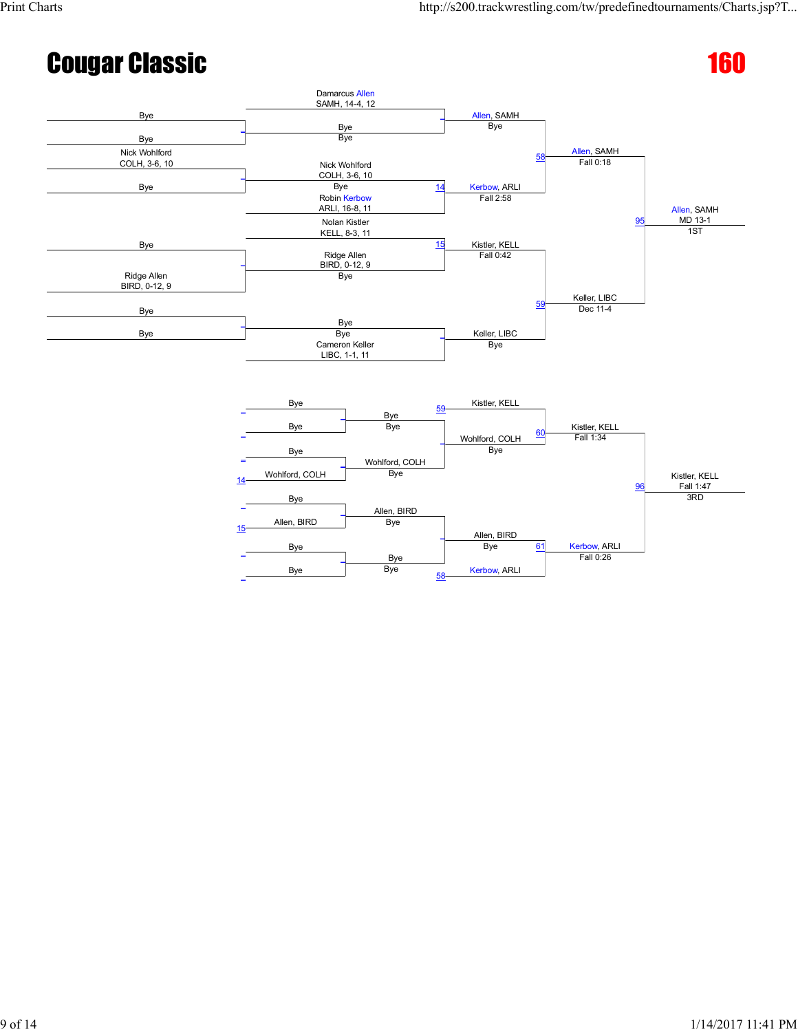# Cougar Classic

## 160

### Championship Bracket

**First Round**

- Bye vs Bye
- Nick Wohlford (COLH, 3-6, 10) vs Bye
- Bye vs Ridge Allen (BIRD, 0-12, 9)
- Bye vs Bye

**Second Round**

- Damarcus Allen (SAMH, 14-4, 12) vs Bye/Bye — Winner: Allen, SAMH (Bye)
- Match 14: Nick Wohlford (COLH, 3-6, 10) / Bye vs Robin Kerbow (ARLI, 16-8, 11) — Winner: Kerbow, ARLI (Fall 2:58)
- Match 15: Nolan Kistler (KELL, 8-3, 11) vs Ridge Allen (BIRD, 0-12, 9) / Bye — Winner: Kistler, KELL (Fall 0:42)
- Bye/Bye vs Cameron Keller (LIBC, 1-1, 11) — Winner: Keller, LIBC (Bye)

**Semifinals**

- Match 58: Allen, SAMH vs Kerbow, ARLI — Winner: Allen, SAMH (Fall 0:18)
- Match 59: Kistler, KELL vs Keller, LIBC — Winner: Keller, LIBC (Dec 11-4)

**Final**

- Match 95: Allen, SAMH vs Keller, LIBC — Winner: Allen, SAMH (MD 13-1) — 1ST

### Consolation Bracket

**First Round**

- Bye vs Bye — Bye (Bye)
- Bye vs Wohlford, COLH (from 14) — Wohlford, COLH (Bye)
- Bye vs Allen, BIRD (from 15) — Allen, BIRD (Bye)
- Bye vs Bye — Bye (Bye)

**Second Round**

- Bye/Bye vs Wohlford, COLH — Wohlford, COLH (Bye)
- Allen, BIRD vs Bye/Bye — Allen, BIRD (Bye)

**Consolation Semifinals**

- Match 60: Kistler, KELL (from 59) vs Wohlford, COLH — Winner: Kistler, KELL (Fall 1:34)
- Match 61: Allen, BIRD vs Kerbow, ARLI (from 58) — Winner: Kerbow, ARLI (Fall 0:26)

**3rd Place**

- Match 96: Kistler, KELL vs Kerbow, ARLI — Winner: Kistler, KELL (Fall 1:47) — 3RD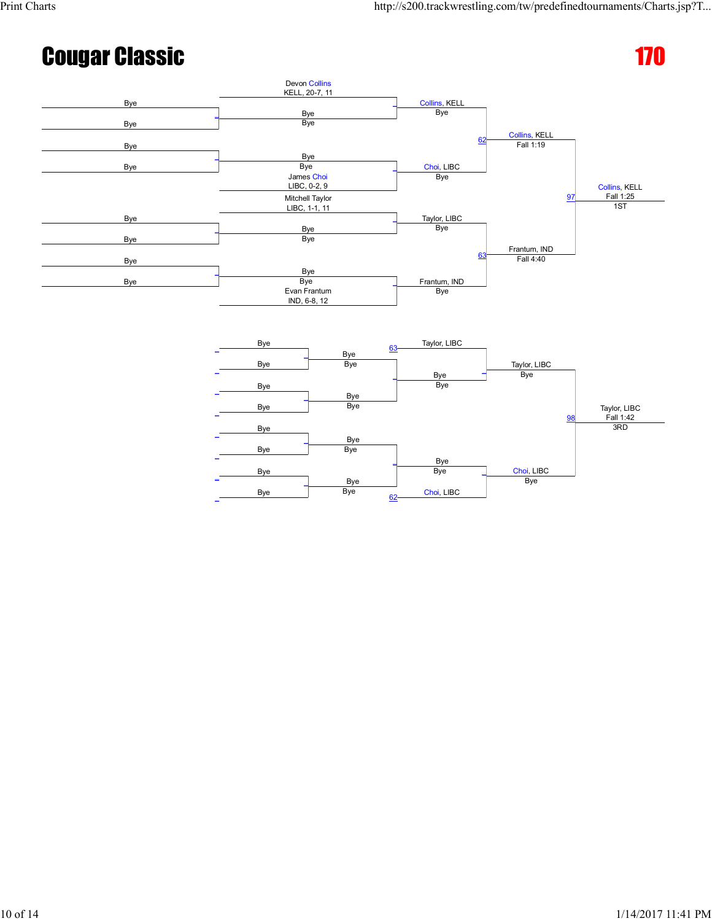# Cougar Classic

## 170

**Championship Bracket**

| Round 1 | Round 2 | Quarterfinals | Semifinals | Final |
|---|---|---|---|---|
| Bye vs Bye | Devon Collins, KELL, 20-7, 11 vs Bye | Collins, KELL — Bye | 62: Collins, KELL — Fall 1:19 | 97: Collins, KELL — Fall 1:25 — 1ST |
| Bye vs Bye | Bye vs James Choi, LIBC, 0-2, 9 | Choi, LIBC — Bye | | |
| Bye vs Bye | Mitchell Taylor, LIBC, 1-1, 11 vs Bye | Taylor, LIBC — Bye | 63: Frantum, IND — Fall 4:40 | |
| Bye vs Bye | Bye vs Evan Frantum, IND, 6-8, 12 | Frantum, IND — Bye | | |

**Consolation Bracket**

| Round 1 | Round 2 | Round 3 | Round 4 | 3rd Place |
|---|---|---|---|---|
| Bye vs Bye | Bye | 63: Taylor, LIBC | Taylor, LIBC — Bye | 98: Taylor, LIBC — Fall 1:42 — 3RD |
| Bye vs Bye | Bye | Bye — Bye | | |
| Bye vs Bye | Bye | Bye — Bye | Choi, LIBC — Bye | |
| Bye vs Bye | Bye | 62: Choi, LIBC | | |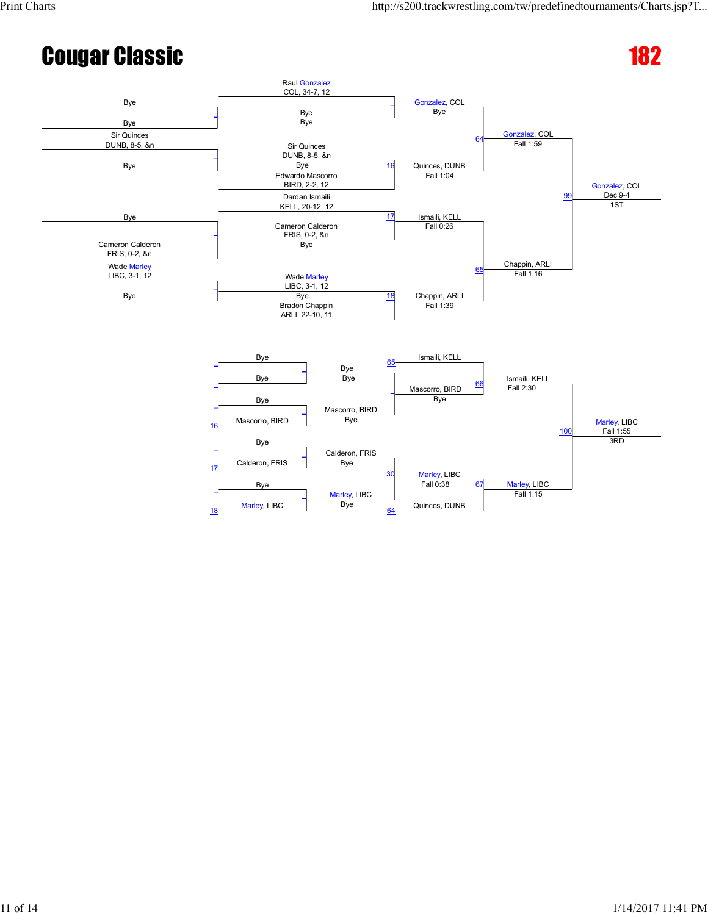# Cougar Classic

# 182

## Championship Bracket

**First Round**

- Bye vs Bye
- Sir Quinces (DUNB, 8-5, &n) vs Bye
- Bye vs Cameron Calderon (FRIS, 0-2, &n)
- Wade Marley (LIBC, 3-1, 12) vs Bye

**Second Round**

- Raul Gonzalez (COL, 34-7, 12) vs Bye — Gonzalez, COL: Bye
- Sir Quinces (DUNB, 8-5, &n) vs Edwardo Mascorro (BIRD, 2-2, 12) — Match 16: Quinces, DUNB, Fall 1:04
- Dardan Ismaili (KELL, 20-12, 12) vs Cameron Calderon (FRIS, 0-2, &n) — Match 17: Ismaili, KELL, Fall 0:26
- Wade Marley (LIBC, 3-1, 12) vs Bradon Chappin (ARLI, 22-10, 11) — Match 18: Chappin, ARLI, Fall 1:39

**Semifinals**

- Match 64: Gonzalez, COL, Fall 1:59
- Match 65: Chappin, ARLI, Fall 1:16

**Final**

- Match 99: Gonzalez, COL, Dec 9-4 — 1ST

## Consolation Bracket

- Bye vs Bye — Bye
- Bye vs Mascorro, BIRD (16) — Mascorro, BIRD: Bye
- Bye vs Calderon, FRIS (17) — Calderon, FRIS: Bye
- Bye vs Marley, LIBC (18) — Marley, LIBC: Bye
- Ismaili, KELL (65) vs Bye — Ismaili, KELL: Bye
- Mascorro, BIRD: Bye
- Match 30: Calderon, FRIS vs Marley, LIBC — Marley, LIBC, Fall 0:38
- Match 66: Ismaili, KELL vs Mascorro, BIRD — Ismaili, KELL, Fall 2:30
- Match 67: Marley, LIBC vs Quinces, DUNB (64) — Marley, LIBC, Fall 1:15
- Match 100: Marley, LIBC, Fall 1:55 — 3RD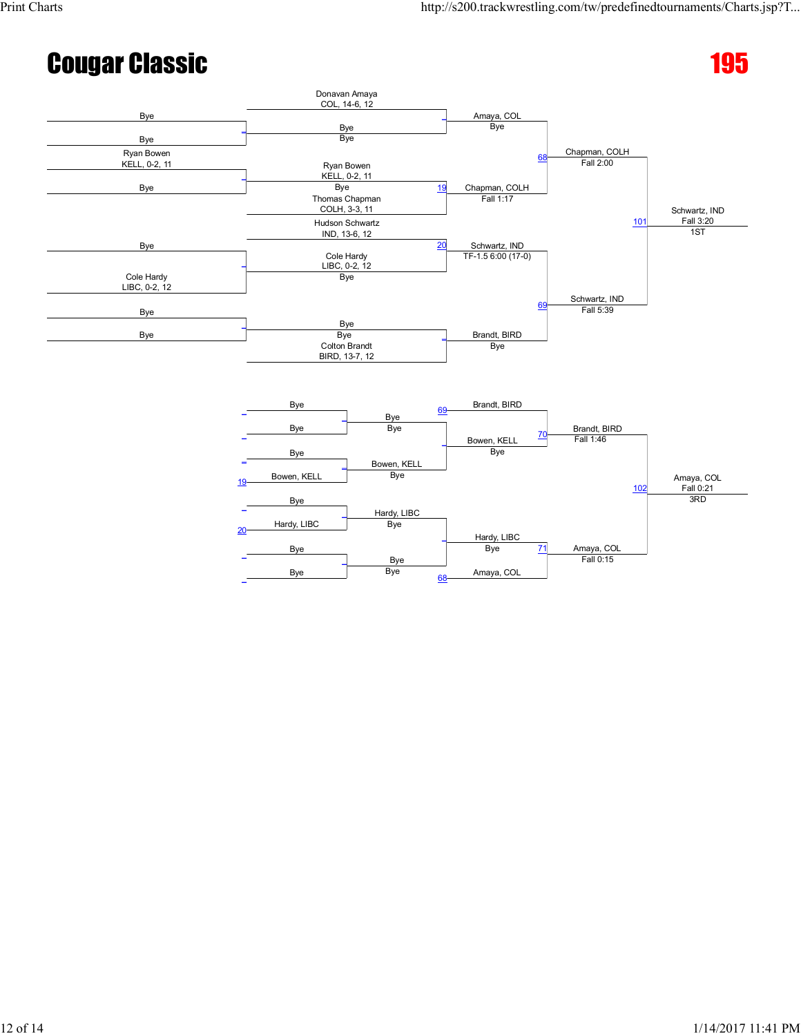# Cougar Classic

# 195

## Championship Bracket

**First Round**

- Bye vs Bye
- Ryan Bowen (KELL, 0-2, 11) vs Bye
- Bye vs Cole Hardy (LIBC, 0-2, 12)
- Bye vs Bye

**Second Round**

- Donavan Amaya (COL, 14-6, 12) vs Bye — Bye
- Ryan Bowen (KELL, 0-2, 11) vs Thomas Chapman (COLH, 3-3, 11) — Bye (19)
- Hudson Schwartz (IND, 13-6, 12) vs Cole Hardy (LIBC, 0-2, 12) — Bye (20)
- Bye vs Colton Brandt (BIRD, 13-7, 12) — Bye

**Quarterfinals**

- Amaya, COL — Bye
- Chapman, COLH — Fall 1:17
- Schwartz, IND — TF-1.5 6:00 (17-0)
- Brandt, BIRD — Bye

**Semifinals**

- 68: Chapman, COLH — Fall 2:00
- 69: Schwartz, IND — Fall 5:39

**Final**

- 101: Schwartz, IND — Fall 3:20 — 1ST

## Consolation Bracket

**First Round**

- Bye vs Bye
- Bye vs Bowen, KELL (19)
- Bye vs Hardy, LIBC (20)
- Bye vs Bye

**Second Round**

- Bye — Bye
- Bowen, KELL — Bye
- Hardy, LIBC — Bye
- Bye — Bye

**Third Round**

- Brandt, BIRD (69) vs Bowen, KELL — Bye
- Hardy, LIBC vs Amaya, COL (68) — Bye

**Fourth Round**

- 70: Brandt, BIRD — Fall 1:46
- 71: Amaya, COL — Fall 0:15

**3rd Place**

- 102: Amaya, COL — Fall 0:21 — 3RD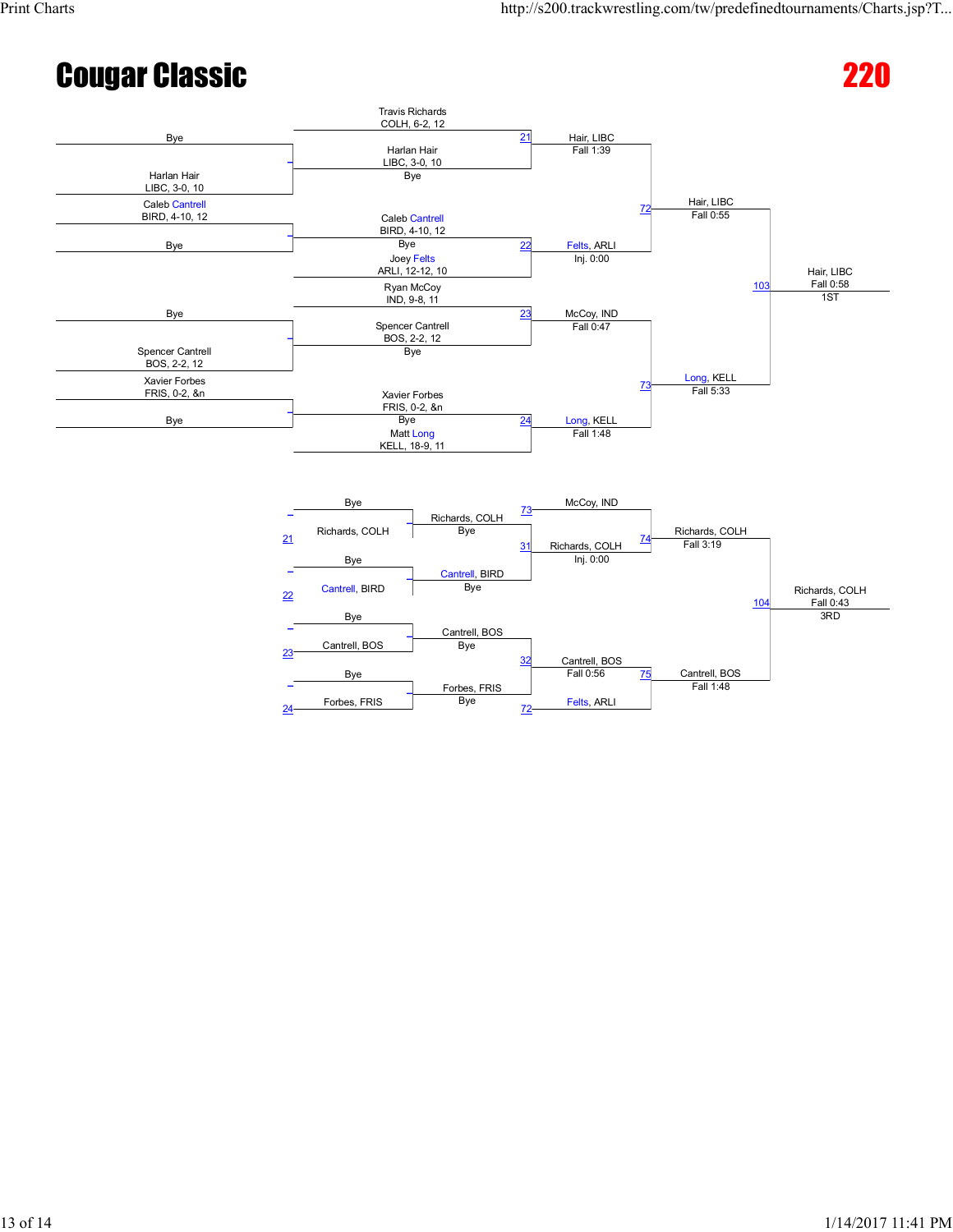# Cougar Classic

# 220

## Championship Bracket

**Round 1 (Pigtails)**

- Bye vs Harlan Hair, LIBC, 3-0, 10 → Harlan Hair
- Caleb Cantrell, BIRD, 4-10, 12 vs Bye → Caleb Cantrell
- Bye vs Spencer Cantrell, BOS, 2-2, 12 → Spencer Cantrell
- Xavier Forbes, FRIS, 0-2, &n vs Bye → Xavier Forbes

**Quarterfinals**

- 21: Travis Richards, COLH, 6-2, 12 vs Harlan Hair, LIBC, 3-0, 10 → Hair, LIBC (Fall 1:39)
- 22: Caleb Cantrell, BIRD, 4-10, 12 (Bye) vs Joey Felts, ARLI, 12-12, 10 → Felts, ARLI (Inj. 0:00)
- 23: Ryan McCoy, IND, 9-8, 11 vs Spencer Cantrell, BOS, 2-2, 12 → McCoy, IND (Fall 0:47)
- 24: Xavier Forbes, FRIS, 0-2, &n (Bye) vs Matt Long, KELL, 18-9, 11 → Long, KELL (Fall 1:48)

**Semifinals**

- 72: Hair, LIBC vs Felts, ARLI → Hair, LIBC (Fall 0:55)
- 73: McCoy, IND vs Long, KELL → Long, KELL (Fall 5:33)

**Final**

- 103: Hair, LIBC vs Long, KELL → Hair, LIBC (Fall 0:58) — 1ST

## Consolation Bracket

**Round 1**

- Bye vs Richards, COLH (21) → Richards, COLH (Bye)
- Bye vs Cantrell, BIRD (22) → Cantrell, BIRD (Bye)
- Bye vs Cantrell, BOS (23) → Cantrell, BOS (Bye)
- Bye vs Forbes, FRIS (24) → Forbes, FRIS (Bye)

**Round 2**

- 31: Richards, COLH vs Cantrell, BIRD → Richards, COLH (Inj. 0:00)
- 32: Cantrell, BOS vs Forbes, FRIS → Cantrell, BOS (Fall 0:56)

**Consolation Semifinals**

- 74: McCoy, IND (73) vs Richards, COLH → Richards, COLH (Fall 3:19)
- 75: Cantrell, BOS vs Felts, ARLI (72) → Cantrell, BOS (Fall 1:48)

**3rd Place**

- 104: Richards, COLH vs Cantrell, BOS → Richards, COLH (Fall 0:43) — 3RD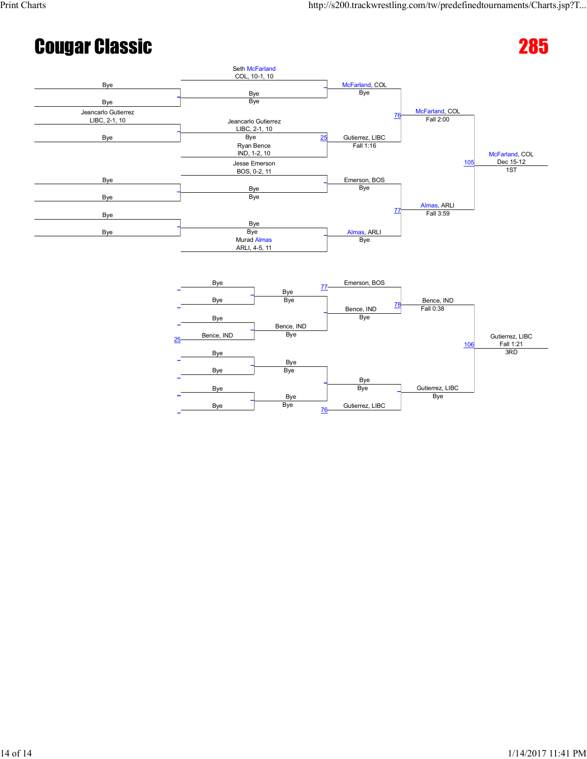# Cougar Classic

# 285

Seth McFarland
COL, 10-1, 10

Bye

Bye

Bye
Bye

McFarland, COL
Bye

Jeancarlo Gutierrez
LIBC, 2-1, 10

Bye

Jeancarlo Gutierrez
LIBC, 2-1, 10
Bye

76

McFarland, COL
Fall 2:00

25

Gutierrez, LIBC
Fall 1:16

Ryan Bence
IND, 1-2, 10

Jesse Emerson
BOS, 0-2, 11

105

McFarland, COL
Dec 15-12
1ST

Bye

Bye

Bye
Bye

Emerson, BOS
Bye

77

Almas, ARLI
Fall 3:59

Bye

Bye

Bye
Bye

Almas, ARLI
Bye

Murad Almas
ARLI, 4-5, 11

Bye

Bye

Bye
Bye

77

Emerson, BOS

78

Bence, IND
Fall 0:38

Bence, IND
Bye

Bye

25

Bence, IND

Bence, IND
Bye

106

Gutierrez, LIBC
Fall 1:21
3RD

Bye

Bye

Bye
Bye

Bye
Bye

Gutierrez, LIBC
Bye

Bye

Bye

Bye
Bye

76

Gutierrez, LIBC